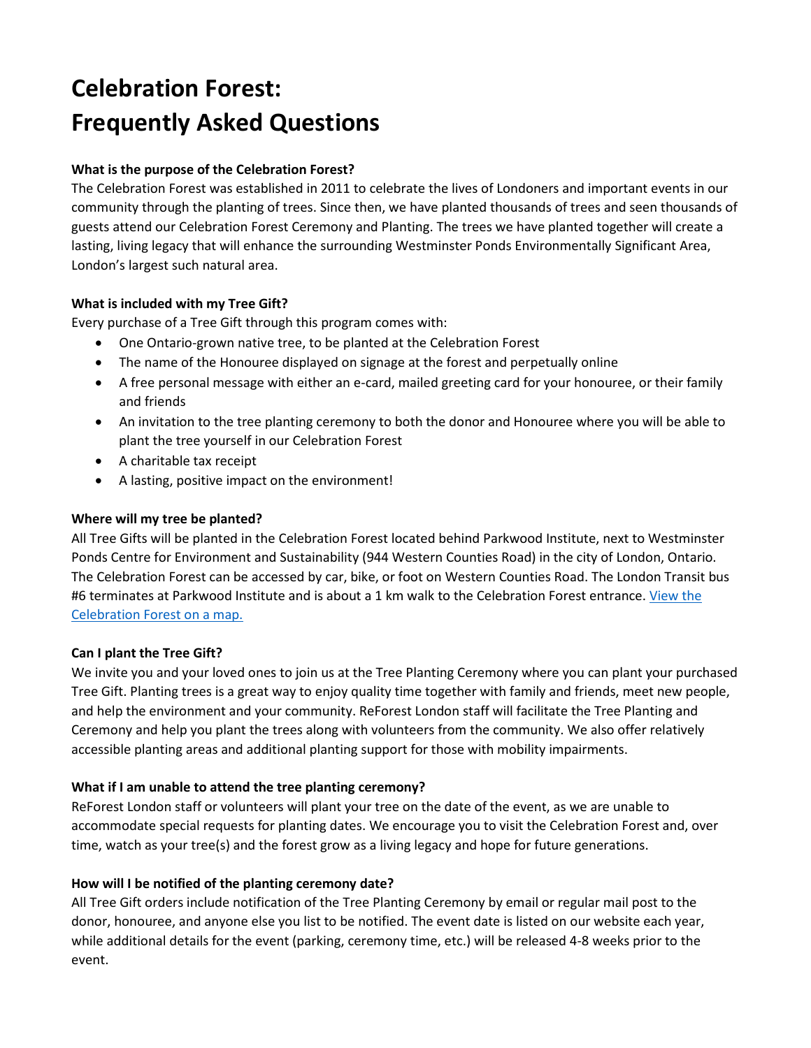# Celebration Forest: Frequently Asked Questions

**What is the purpose of the Celebration Forest?**

The Celebration Forest was established in 2011 to celebrate the lives of Londoners and important events in our community through the planting of trees. Since then, we have planted thousands of trees and seen thousands of guests attend our Celebration Forest Ceremony and Planting. The trees we have planted together will create a lasting, living legacy that will enhance the surrounding Westminster Ponds Environmentally Significant Area, London's largest such natural area.

**What is included with my Tree Gift?**

Every purchase of a Tree Gift through this program comes with:

- One Ontario-grown native tree, to be planted at the Celebration Forest
- The name of the Honouree displayed on signage at the forest and perpetually online
- A free personal message with either an e-card, mailed greeting card for your honouree, or their family and friends
- An invitation to the tree planting ceremony to both the donor and Honouree where you will be able to plant the tree yourself in our Celebration Forest
- A charitable tax receipt
- A lasting, positive impact on the environment!

**Where will my tree be planted?**

All Tree Gifts will be planted in the Celebration Forest located behind Parkwood Institute, next to Westminster Ponds Centre for Environment and Sustainability (944 Western Counties Road) in the city of London, Ontario. The Celebration Forest can be accessed by car, bike, or foot on Western Counties Road. The London Transit bus #6 terminates at Parkwood Institute and is about a 1 km walk to the Celebration Forest entrance. View the Celebration Forest on a map.

**Can I plant the Tree Gift?**

We invite you and your loved ones to join us at the Tree Planting Ceremony where you can plant your purchased Tree Gift. Planting trees is a great way to enjoy quality time together with family and friends, meet new people, and help the environment and your community. ReForest London staff will facilitate the Tree Planting and Ceremony and help you plant the trees along with volunteers from the community. We also offer relatively accessible planting areas and additional planting support for those with mobility impairments.

**What if I am unable to attend the tree planting ceremony?**

ReForest London staff or volunteers will plant your tree on the date of the event, as we are unable to accommodate special requests for planting dates. We encourage you to visit the Celebration Forest and, over time, watch as your tree(s) and the forest grow as a living legacy and hope for future generations.

**How will I be notified of the planting ceremony date?**

All Tree Gift orders include notification of the Tree Planting Ceremony by email or regular mail post to the donor, honouree, and anyone else you list to be notified. The event date is listed on our website each year, while additional details for the event (parking, ceremony time, etc.) will be released 4-8 weeks prior to the event.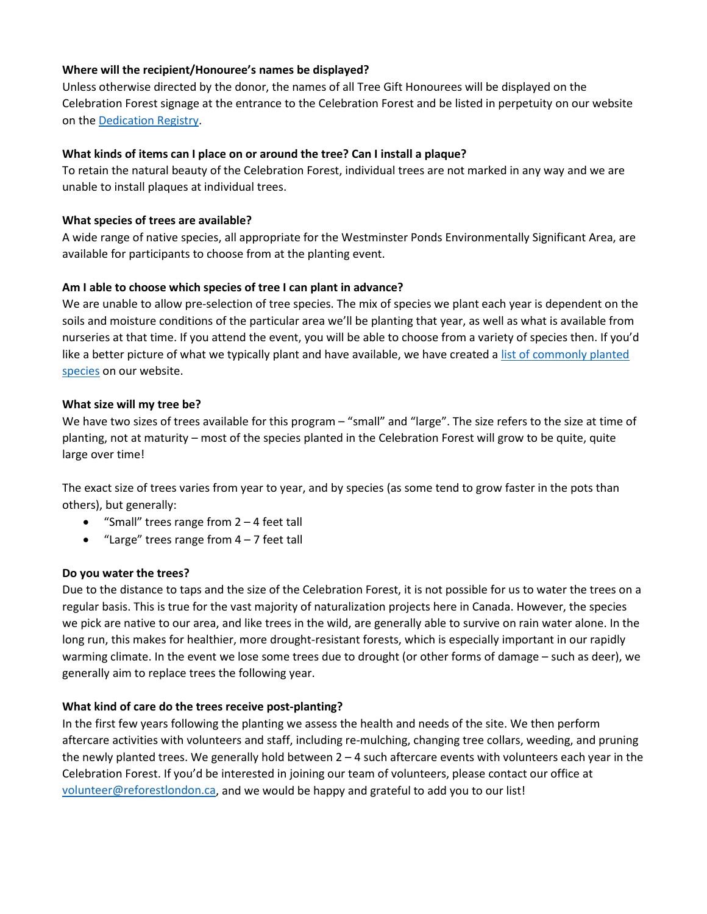**Where will the recipient/Honouree's names be displayed?**
Unless otherwise directed by the donor, the names of all Tree Gift Honourees will be displayed on the Celebration Forest signage at the entrance to the Celebration Forest and be listed in perpetuity on our website on the [Dedication Registry](Dedication Registry).

**What kinds of items can I place on or around the tree? Can I install a plaque?**
To retain the natural beauty of the Celebration Forest, individual trees are not marked in any way and we are unable to install plaques at individual trees.

**What species of trees are available?**
A wide range of native species, all appropriate for the Westminster Ponds Environmentally Significant Area, are available for participants to choose from at the planting event.

**Am I able to choose which species of tree I can plant in advance?**
We are unable to allow pre-selection of tree species. The mix of species we plant each year is dependent on the soils and moisture conditions of the particular area we'll be planting that year, as well as what is available from nurseries at that time. If you attend the event, you will be able to choose from a variety of species then. If you'd like a better picture of what we typically plant and have available, we have created a list of commonly planted species on our website.

**What size will my tree be?**
We have two sizes of trees available for this program – "small" and "large". The size refers to the size at time of planting, not at maturity – most of the species planted in the Celebration Forest will grow to be quite, quite large over time!

The exact size of trees varies from year to year, and by species (as some tend to grow faster in the pots than others), but generally:

- "Small" trees range from 2 – 4 feet tall
- "Large" trees range from 4 – 7 feet tall

**Do you water the trees?**
Due to the distance to taps and the size of the Celebration Forest, it is not possible for us to water the trees on a regular basis. This is true for the vast majority of naturalization projects here in Canada. However, the species we pick are native to our area, and like trees in the wild, are generally able to survive on rain water alone. In the long run, this makes for healthier, more drought-resistant forests, which is especially important in our rapidly warming climate. In the event we lose some trees due to drought (or other forms of damage – such as deer), we generally aim to replace trees the following year.

**What kind of care do the trees receive post-planting?**
In the first few years following the planting we assess the health and needs of the site. We then perform aftercare activities with volunteers and staff, including re-mulching, changing tree collars, weeding, and pruning the newly planted trees. We generally hold between 2 – 4 such aftercare events with volunteers each year in the Celebration Forest. If you'd be interested in joining our team of volunteers, please contact our office at volunteer@reforestlondon.ca, and we would be happy and grateful to add you to our list!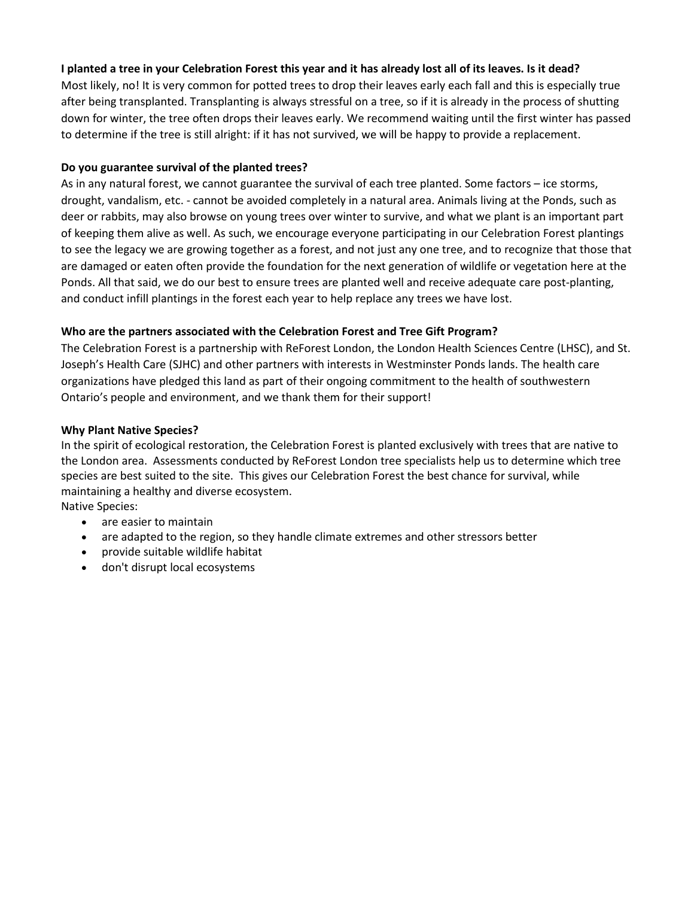**I planted a tree in your Celebration Forest this year and it has already lost all of its leaves. Is it dead?**

Most likely, no! It is very common for potted trees to drop their leaves early each fall and this is especially true after being transplanted. Transplanting is always stressful on a tree, so if it is already in the process of shutting down for winter, the tree often drops their leaves early. We recommend waiting until the first winter has passed to determine if the tree is still alright: if it has not survived, we will be happy to provide a replacement.

**Do you guarantee survival of the planted trees?**

As in any natural forest, we cannot guarantee the survival of each tree planted. Some factors – ice storms, drought, vandalism, etc. - cannot be avoided completely in a natural area. Animals living at the Ponds, such as deer or rabbits, may also browse on young trees over winter to survive, and what we plant is an important part of keeping them alive as well. As such, we encourage everyone participating in our Celebration Forest plantings to see the legacy we are growing together as a forest, and not just any one tree, and to recognize that those that are damaged or eaten often provide the foundation for the next generation of wildlife or vegetation here at the Ponds. All that said, we do our best to ensure trees are planted well and receive adequate care post-planting, and conduct infill plantings in the forest each year to help replace any trees we have lost.

**Who are the partners associated with the Celebration Forest and Tree Gift Program?**

The Celebration Forest is a partnership with ReForest London, the London Health Sciences Centre (LHSC), and St. Joseph's Health Care (SJHC) and other partners with interests in Westminster Ponds lands. The health care organizations have pledged this land as part of their ongoing commitment to the health of southwestern Ontario's people and environment, and we thank them for their support!

**Why Plant Native Species?**

In the spirit of ecological restoration, the Celebration Forest is planted exclusively with trees that are native to the London area. Assessments conducted by ReForest London tree specialists help us to determine which tree species are best suited to the site. This gives our Celebration Forest the best chance for survival, while maintaining a healthy and diverse ecosystem.

Native Species:

- are easier to maintain
- are adapted to the region, so they handle climate extremes and other stressors better
- provide suitable wildlife habitat
- don't disrupt local ecosystems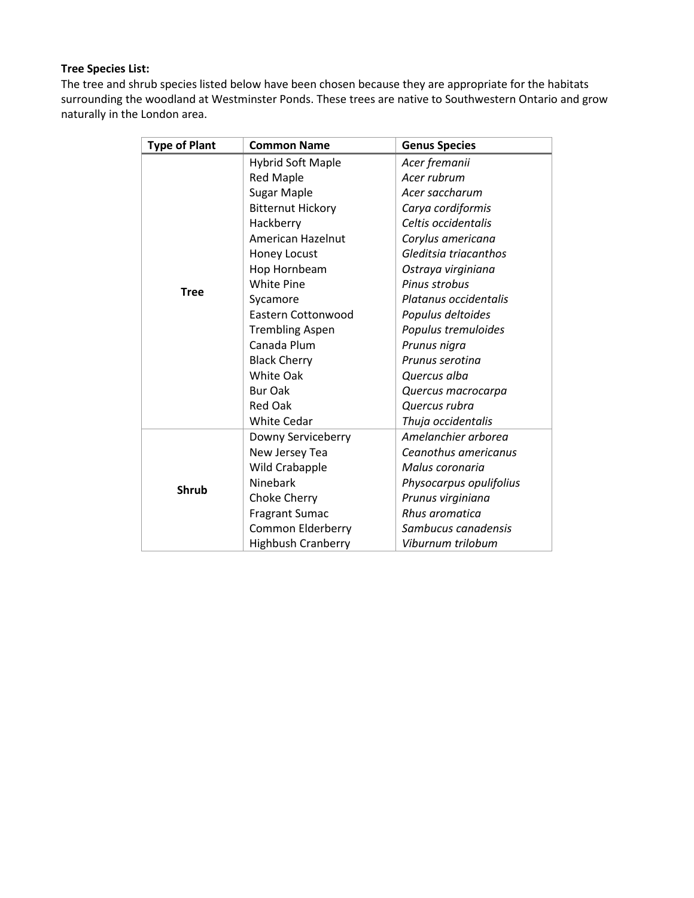**Tree Species List:**
The tree and shrub species listed below have been chosen because they are appropriate for the habitats surrounding the woodland at Westminster Ponds. These trees are native to Southwestern Ontario and grow naturally in the London area.

| Type of Plant | Common Name | Genus Species |
|---|---|---|
| **Tree** | Hybrid Soft Maple | *Acer fremanii* |
| | Red Maple | *Acer rubrum* |
| | Sugar Maple | *Acer saccharum* |
| | Bitternut Hickory | *Carya cordiformis* |
| | Hackberry | *Celtis occidentalis* |
| | American Hazelnut | *Corylus americana* |
| | Honey Locust | *Gleditsia triacanthos* |
| | Hop Hornbeam | *Ostraya virginiana* |
| | White Pine | *Pinus strobus* |
| | Sycamore | *Platanus occidentalis* |
| | Eastern Cottonwood | *Populus deltoides* |
| | Trembling Aspen | *Populus tremuloides* |
| | Canada Plum | *Prunus nigra* |
| | Black Cherry | *Prunus serotina* |
| | White Oak | *Quercus alba* |
| | Bur Oak | *Quercus macrocarpa* |
| | Red Oak | *Quercus rubra* |
| | White Cedar | *Thuja occidentalis* |
| **Shrub** | Downy Serviceberry | *Amelanchier arborea* |
| | New Jersey Tea | *Ceanothus americanus* |
| | Wild Crabapple | *Malus coronaria* |
| | Ninebark | *Physocarpus opulifolius* |
| | Choke Cherry | *Prunus virginiana* |
| | Fragrant Sumac | *Rhus aromatica* |
| | Common Elderberry | *Sambucus canadensis* |
| | Highbush Cranberry | *Viburnum trilobum* |